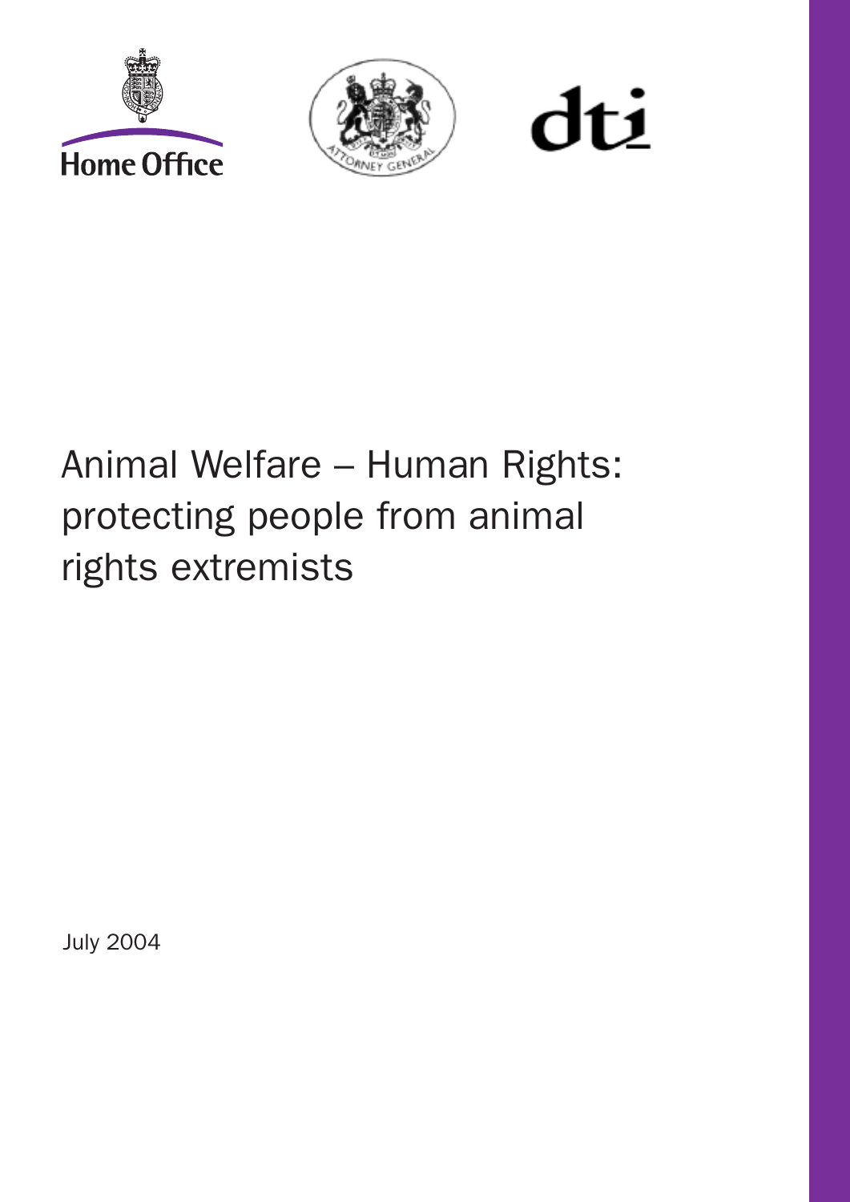Home Office

ATTORNEY GENERAL

dti

# Animal Welfare – Human Rights: protecting people from animal rights extremists

July 2004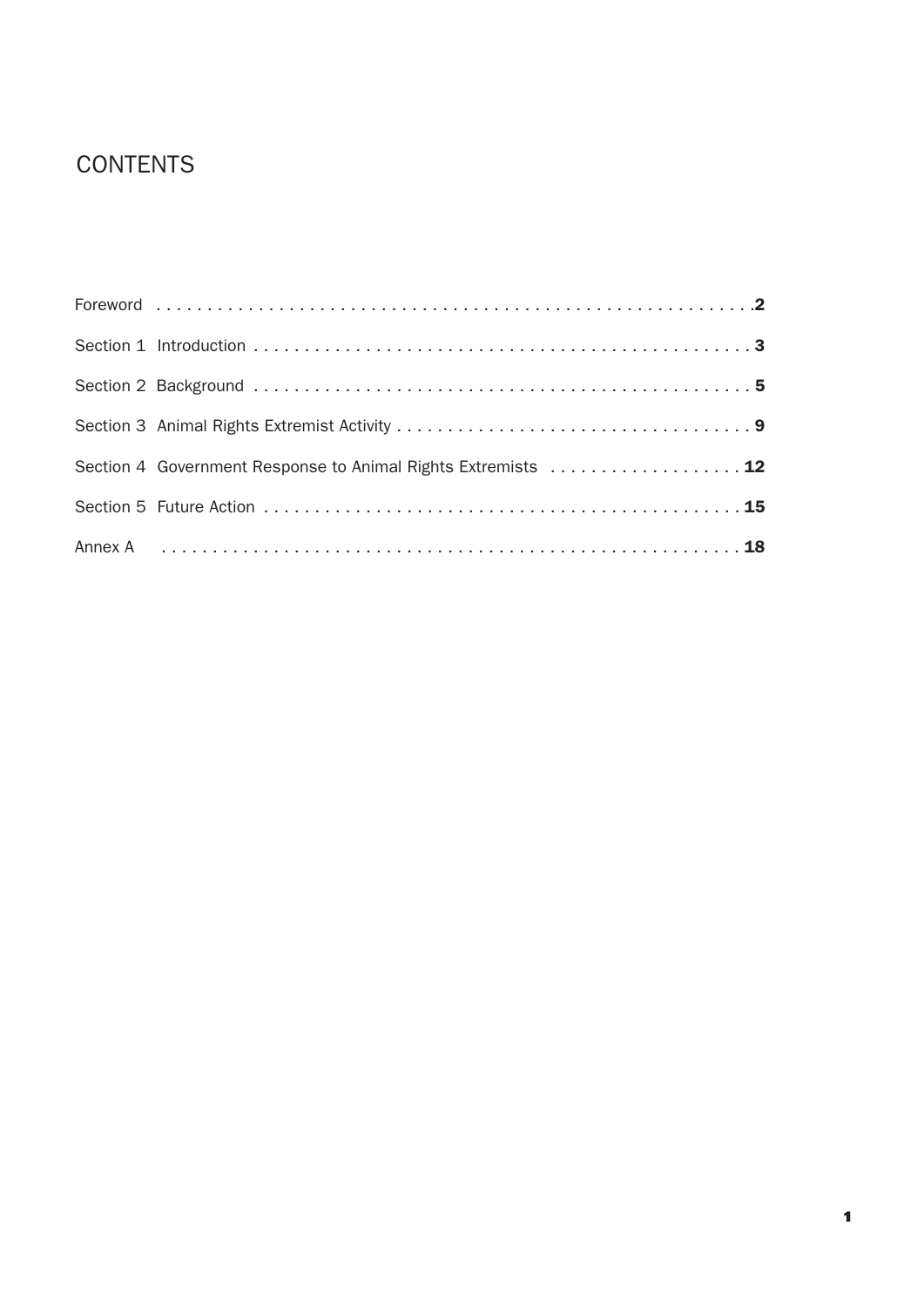# CONTENTS

| | |
|---|---|
| Foreword | **2** |
| Section 1 Introduction | **3** |
| Section 2 Background | **5** |
| Section 3 Animal Rights Extremist Activity | **9** |
| Section 4 Government Response to Animal Rights Extremists | **12** |
| Section 5 Future Action | **15** |
| Annex A | **18** |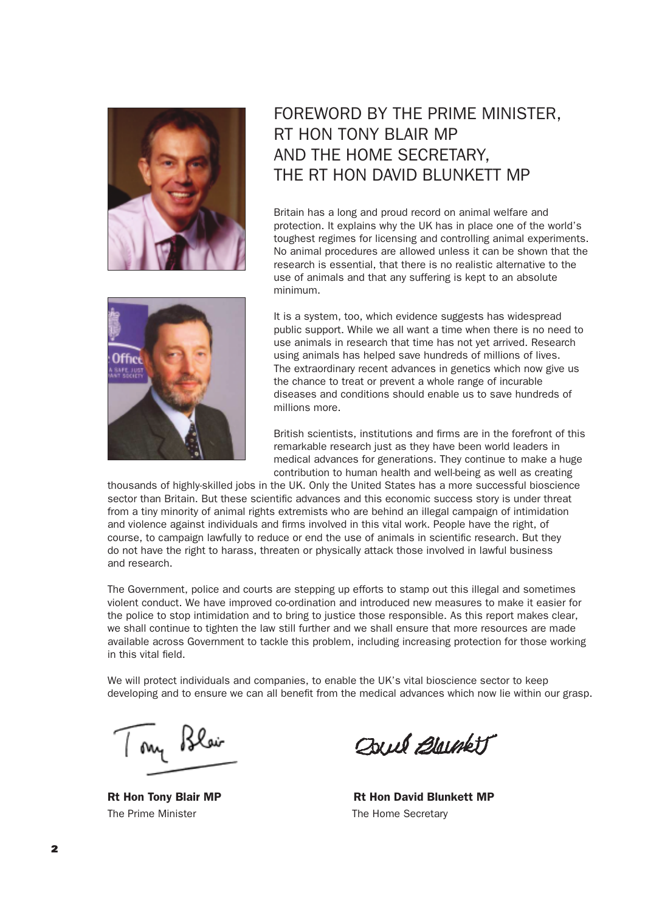# FOREWORD BY THE PRIME MINISTER, RT HON TONY BLAIR MP AND THE HOME SECRETARY, THE RT HON DAVID BLUNKETT MP

Britain has a long and proud record on animal welfare and protection. It explains why the UK has in place one of the world's toughest regimes for licensing and controlling animal experiments. No animal procedures are allowed unless it can be shown that the research is essential, that there is no realistic alternative to the use of animals and that any suffering is kept to an absolute minimum.

It is a system, too, which evidence suggests has widespread public support. While we all want a time when there is no need to use animals in research that time has not yet arrived. Research using animals has helped save hundreds of millions of lives. The extraordinary recent advances in genetics which now give us the chance to treat or prevent a whole range of incurable diseases and conditions should enable us to save hundreds of millions more.

British scientists, institutions and firms are in the forefront of this remarkable research just as they have been world leaders in medical advances for generations. They continue to make a huge contribution to human health and well-being as well as creating thousands of highly-skilled jobs in the UK. Only the United States has a more successful bioscience sector than Britain. But these scientific advances and this economic success story is under threat from a tiny minority of animal rights extremists who are behind an illegal campaign of intimidation and violence against individuals and firms involved in this vital work. People have the right, of course, to campaign lawfully to reduce or end the use of animals in scientific research. But they do not have the right to harass, threaten or physically attack those involved in lawful business and research.

The Government, police and courts are stepping up efforts to stamp out this illegal and sometimes violent conduct. We have improved co-ordination and introduced new measures to make it easier for the police to stop intimidation and to bring to justice those responsible. As this report makes clear, we shall continue to tighten the law still further and we shall ensure that more resources are made available across Government to tackle this problem, including increasing protection for those working in this vital field.

We will protect individuals and companies, to enable the UK's vital bioscience sector to keep developing and to ensure we can all benefit from the medical advances which now lie within our grasp.

**Rt Hon Tony Blair MP**
The Prime Minister

**Rt Hon David Blunkett MP**
The Home Secretary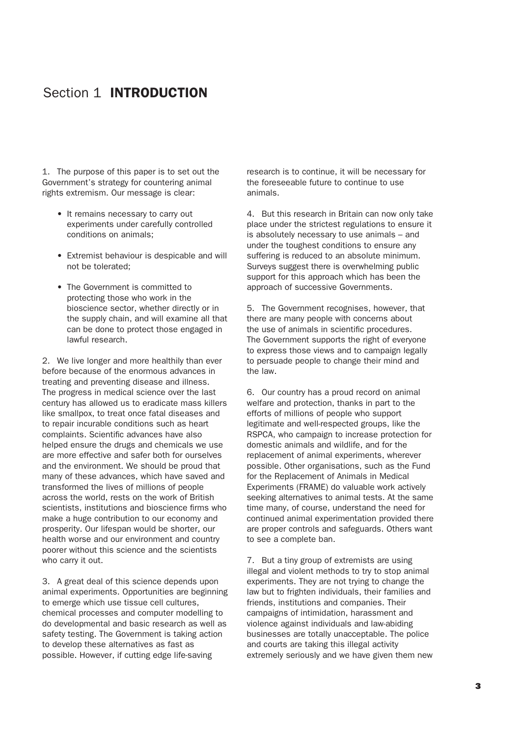# Section 1 **INTRODUCTION**

1. The purpose of this paper is to set out the Government's strategy for countering animal rights extremism. Our message is clear:

- It remains necessary to carry out experiments under carefully controlled conditions on animals;
- Extremist behaviour is despicable and will not be tolerated;
- The Government is committed to protecting those who work in the bioscience sector, whether directly or in the supply chain, and will examine all that can be done to protect those engaged in lawful research.

2. We live longer and more healthily than ever before because of the enormous advances in treating and preventing disease and illness. The progress in medical science over the last century has allowed us to eradicate mass killers like smallpox, to treat once fatal diseases and to repair incurable conditions such as heart complaints. Scientific advances have also helped ensure the drugs and chemicals we use are more effective and safer both for ourselves and the environment. We should be proud that many of these advances, which have saved and transformed the lives of millions of people across the world, rests on the work of British scientists, institutions and bioscience firms who make a huge contribution to our economy and prosperity. Our lifespan would be shorter, our health worse and our environment and country poorer without this science and the scientists who carry it out.

3. A great deal of this science depends upon animal experiments. Opportunities are beginning to emerge which use tissue cell cultures, chemical processes and computer modelling to do developmental and basic research as well as safety testing. The Government is taking action to develop these alternatives as fast as possible. However, if cutting edge life-saving research is to continue, it will be necessary for the foreseeable future to continue to use animals.

4. But this research in Britain can now only take place under the strictest regulations to ensure it is absolutely necessary to use animals – and under the toughest conditions to ensure any suffering is reduced to an absolute minimum. Surveys suggest there is overwhelming public support for this approach which has been the approach of successive Governments.

5. The Government recognises, however, that there are many people with concerns about the use of animals in scientific procedures. The Government supports the right of everyone to express those views and to campaign legally to persuade people to change their mind and the law.

6. Our country has a proud record on animal welfare and protection, thanks in part to the efforts of millions of people who support legitimate and well-respected groups, like the RSPCA, who campaign to increase protection for domestic animals and wildlife, and for the replacement of animal experiments, wherever possible. Other organisations, such as the Fund for the Replacement of Animals in Medical Experiments (FRAME) do valuable work actively seeking alternatives to animal tests. At the same time many, of course, understand the need for continued animal experimentation provided there are proper controls and safeguards. Others want to see a complete ban.

7. But a tiny group of extremists are using illegal and violent methods to try to stop animal experiments. They are not trying to change the law but to frighten individuals, their families and friends, institutions and companies. Their campaigns of intimidation, harassment and violence against individuals and law-abiding businesses are totally unacceptable. The police and courts are taking this illegal activity extremely seriously and we have given them new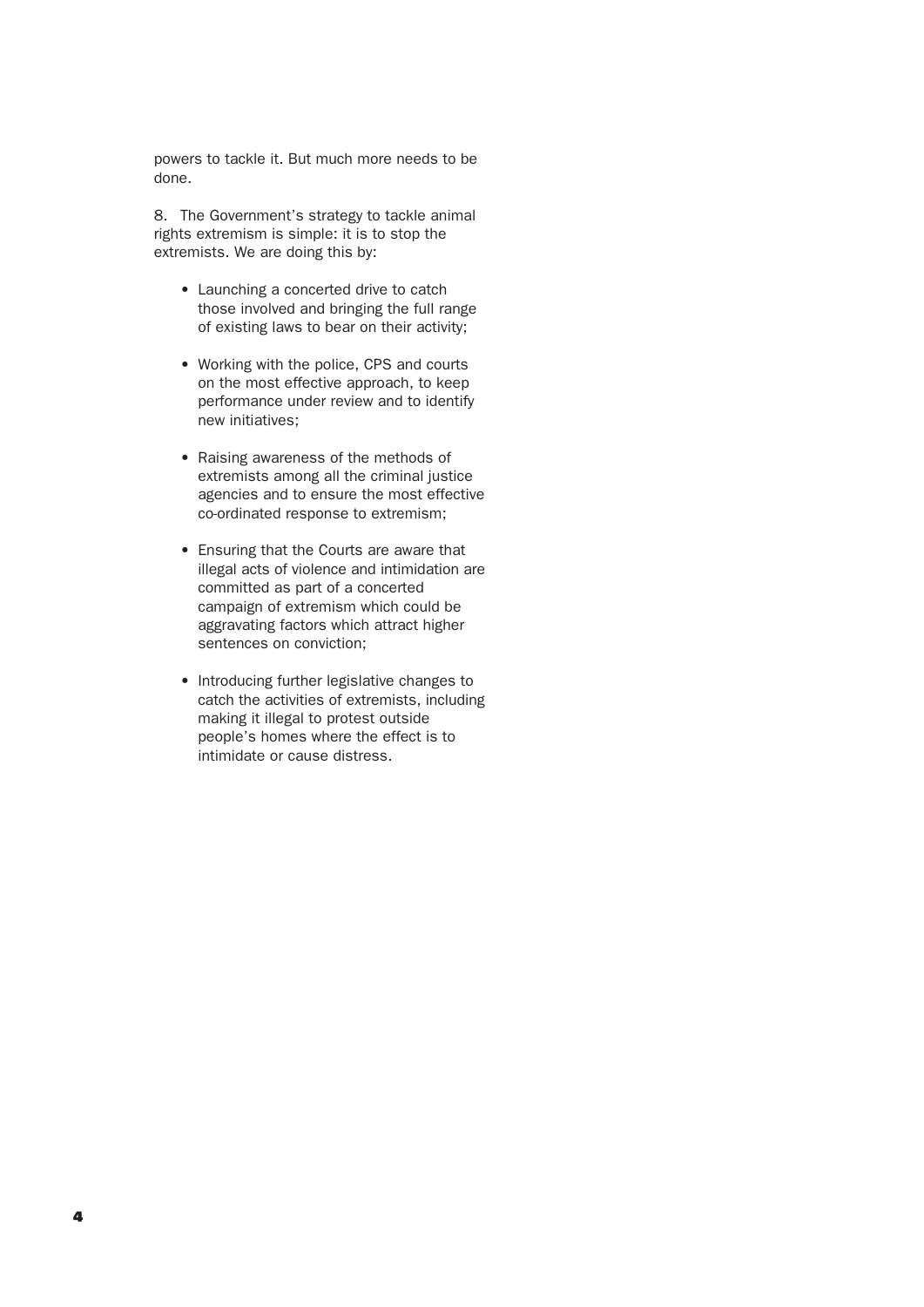powers to tackle it. But much more needs to be done.

8. The Government's strategy to tackle animal rights extremism is simple: it is to stop the extremists. We are doing this by:

- Launching a concerted drive to catch those involved and bringing the full range of existing laws to bear on their activity;
- Working with the police, CPS and courts on the most effective approach, to keep performance under review and to identify new initiatives;
- Raising awareness of the methods of extremists among all the criminal justice agencies and to ensure the most effective co-ordinated response to extremism;
- Ensuring that the Courts are aware that illegal acts of violence and intimidation are committed as part of a concerted campaign of extremism which could be aggravating factors which attract higher sentences on conviction;
- Introducing further legislative changes to catch the activities of extremists, including making it illegal to protest outside people's homes where the effect is to intimidate or cause distress.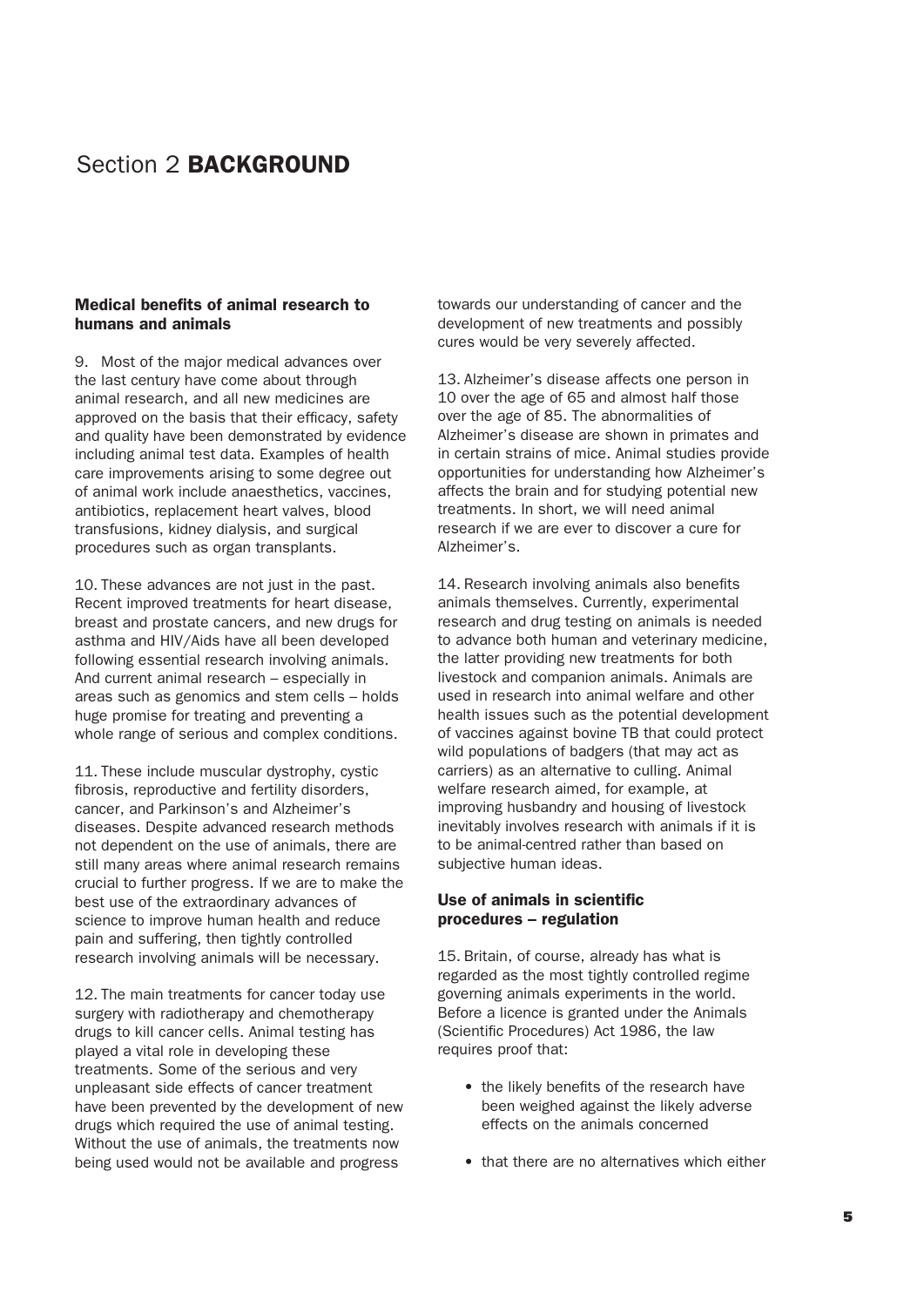# Section 2 **BACKGROUND**

### Medical benefits of animal research to humans and animals

9. Most of the major medical advances over the last century have come about through animal research, and all new medicines are approved on the basis that their efficacy, safety and quality have been demonstrated by evidence including animal test data. Examples of health care improvements arising to some degree out of animal work include anaesthetics, vaccines, antibiotics, replacement heart valves, blood transfusions, kidney dialysis, and surgical procedures such as organ transplants.

10. These advances are not just in the past. Recent improved treatments for heart disease, breast and prostate cancers, and new drugs for asthma and HIV/Aids have all been developed following essential research involving animals. And current animal research – especially in areas such as genomics and stem cells – holds huge promise for treating and preventing a whole range of serious and complex conditions.

11. These include muscular dystrophy, cystic fibrosis, reproductive and fertility disorders, cancer, and Parkinson's and Alzheimer's diseases. Despite advanced research methods not dependent on the use of animals, there are still many areas where animal research remains crucial to further progress. If we are to make the best use of the extraordinary advances of science to improve human health and reduce pain and suffering, then tightly controlled research involving animals will be necessary.

12. The main treatments for cancer today use surgery with radiotherapy and chemotherapy drugs to kill cancer cells. Animal testing has played a vital role in developing these treatments. Some of the serious and very unpleasant side effects of cancer treatment have been prevented by the development of new drugs which required the use of animal testing. Without the use of animals, the treatments now being used would not be available and progress towards our understanding of cancer and the development of new treatments and possibly cures would be very severely affected.

13. Alzheimer's disease affects one person in 10 over the age of 65 and almost half those over the age of 85. The abnormalities of Alzheimer's disease are shown in primates and in certain strains of mice. Animal studies provide opportunities for understanding how Alzheimer's affects the brain and for studying potential new treatments. In short, we will need animal research if we are ever to discover a cure for Alzheimer's.

14. Research involving animals also benefits animals themselves. Currently, experimental research and drug testing on animals is needed to advance both human and veterinary medicine, the latter providing new treatments for both livestock and companion animals. Animals are used in research into animal welfare and other health issues such as the potential development of vaccines against bovine TB that could protect wild populations of badgers (that may act as carriers) as an alternative to culling. Animal welfare research aimed, for example, at improving husbandry and housing of livestock inevitably involves research with animals if it is to be animal-centred rather than based on subjective human ideas.

### Use of animals in scientific procedures – regulation

15. Britain, of course, already has what is regarded as the most tightly controlled regime governing animals experiments in the world. Before a licence is granted under the Animals (Scientific Procedures) Act 1986, the law requires proof that:

- the likely benefits of the research have been weighed against the likely adverse effects on the animals concerned
- that there are no alternatives which either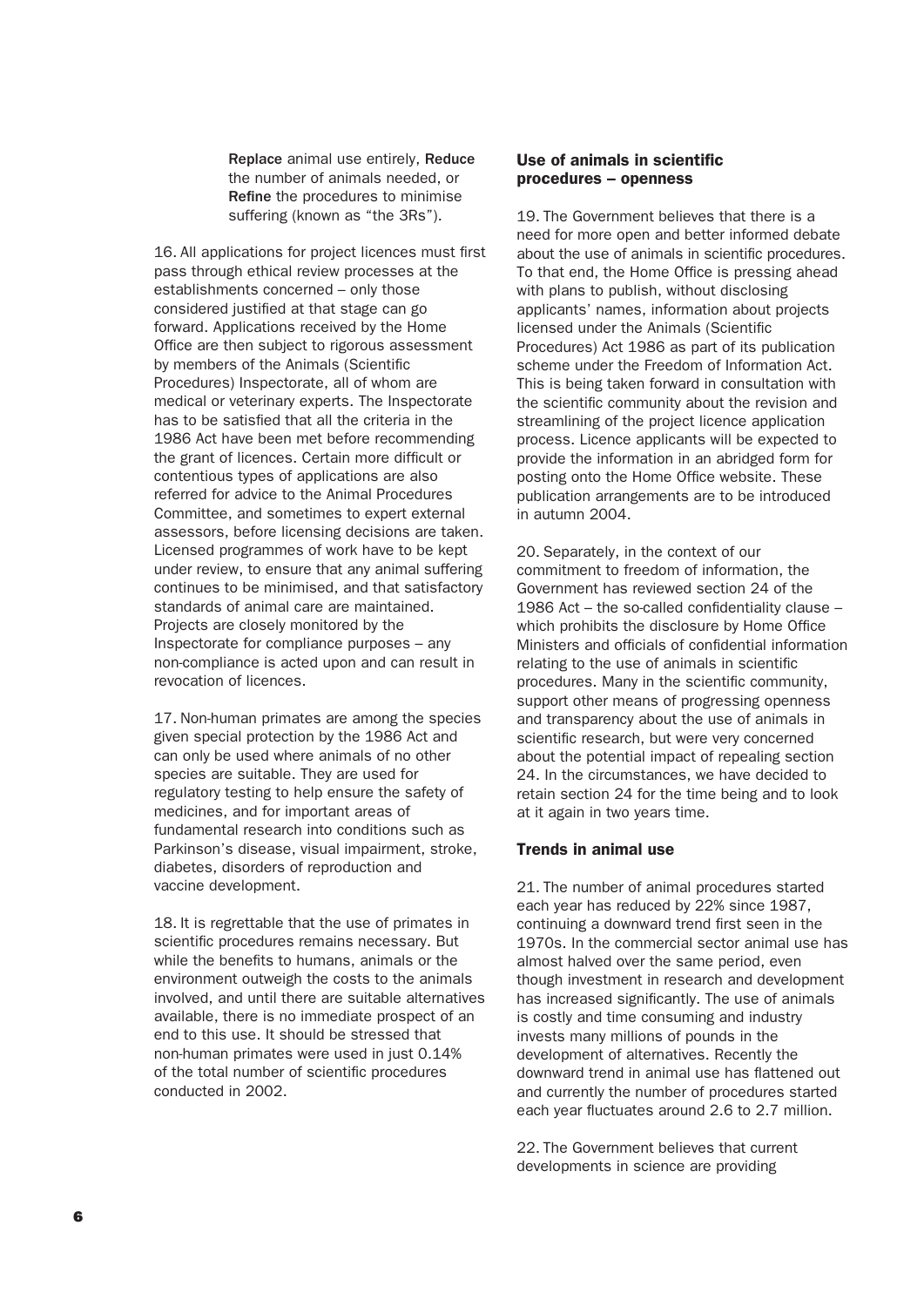**Replace** animal use entirely, **Reduce** the number of animals needed, or **Refine** the procedures to minimise suffering (known as "the 3Rs").

16. All applications for project licences must first pass through ethical review processes at the establishments concerned – only those considered justified at that stage can go forward. Applications received by the Home Office are then subject to rigorous assessment by members of the Animals (Scientific Procedures) Inspectorate, all of whom are medical or veterinary experts. The Inspectorate has to be satisfied that all the criteria in the 1986 Act have been met before recommending the grant of licences. Certain more difficult or contentious types of applications are also referred for advice to the Animal Procedures Committee, and sometimes to expert external assessors, before licensing decisions are taken. Licensed programmes of work have to be kept under review, to ensure that any animal suffering continues to be minimised, and that satisfactory standards of animal care are maintained. Projects are closely monitored by the Inspectorate for compliance purposes – any non-compliance is acted upon and can result in revocation of licences.

17. Non-human primates are among the species given special protection by the 1986 Act and can only be used where animals of no other species are suitable. They are used for regulatory testing to help ensure the safety of medicines, and for important areas of fundamental research into conditions such as Parkinson's disease, visual impairment, stroke, diabetes, disorders of reproduction and vaccine development.

18. It is regrettable that the use of primates in scientific procedures remains necessary. But while the benefits to humans, animals or the environment outweigh the costs to the animals involved, and until there are suitable alternatives available, there is no immediate prospect of an end to this use. It should be stressed that non-human primates were used in just 0.14% of the total number of scientific procedures conducted in 2002.

## Use of animals in scientific procedures – openness

19. The Government believes that there is a need for more open and better informed debate about the use of animals in scientific procedures. To that end, the Home Office is pressing ahead with plans to publish, without disclosing applicants' names, information about projects licensed under the Animals (Scientific Procedures) Act 1986 as part of its publication scheme under the Freedom of Information Act. This is being taken forward in consultation with the scientific community about the revision and streamlining of the project licence application process. Licence applicants will be expected to provide the information in an abridged form for posting onto the Home Office website. These publication arrangements are to be introduced in autumn 2004.

20. Separately, in the context of our commitment to freedom of information, the Government has reviewed section 24 of the 1986 Act – the so-called confidentiality clause – which prohibits the disclosure by Home Office Ministers and officials of confidential information relating to the use of animals in scientific procedures. Many in the scientific community, support other means of progressing openness and transparency about the use of animals in scientific research, but were very concerned about the potential impact of repealing section 24. In the circumstances, we have decided to retain section 24 for the time being and to look at it again in two years time.

## Trends in animal use

21. The number of animal procedures started each year has reduced by 22% since 1987, continuing a downward trend first seen in the 1970s. In the commercial sector animal use has almost halved over the same period, even though investment in research and development has increased significantly. The use of animals is costly and time consuming and industry invests many millions of pounds in the development of alternatives. Recently the downward trend in animal use has flattened out and currently the number of procedures started each year fluctuates around 2.6 to 2.7 million.

22. The Government believes that current developments in science are providing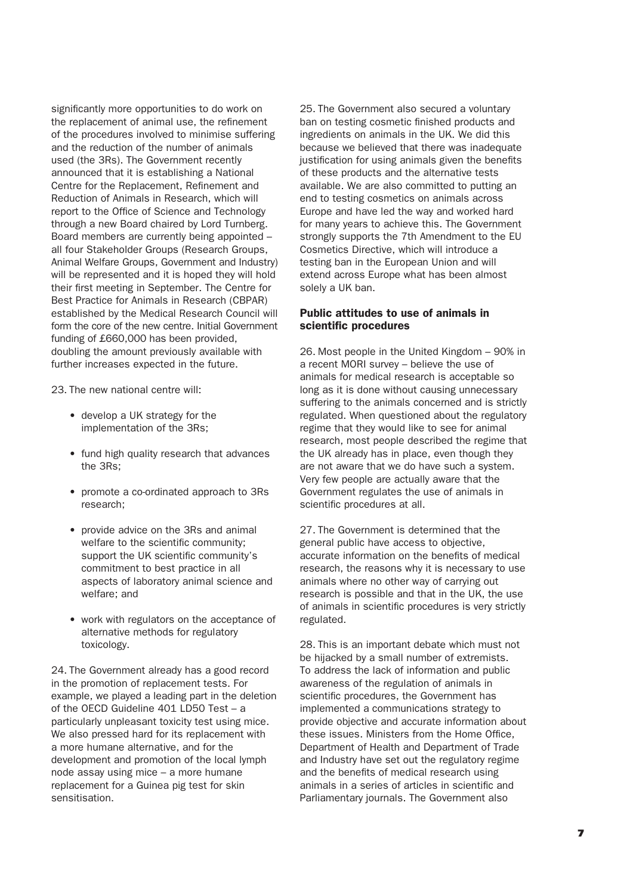significantly more opportunities to do work on the replacement of animal use, the refinement of the procedures involved to minimise suffering and the reduction of the number of animals used (the 3Rs). The Government recently announced that it is establishing a National Centre for the Replacement, Refinement and Reduction of Animals in Research, which will report to the Office of Science and Technology through a new Board chaired by Lord Turnberg. Board members are currently being appointed – all four Stakeholder Groups (Research Groups, Animal Welfare Groups, Government and Industry) will be represented and it is hoped they will hold their first meeting in September. The Centre for Best Practice for Animals in Research (CBPAR) established by the Medical Research Council will form the core of the new centre. Initial Government funding of £660,000 has been provided, doubling the amount previously available with further increases expected in the future.

23. The new national centre will:

- develop a UK strategy for the implementation of the 3Rs;
- fund high quality research that advances the 3Rs;
- promote a co-ordinated approach to 3Rs research;
- provide advice on the 3Rs and animal welfare to the scientific community; support the UK scientific community's commitment to best practice in all aspects of laboratory animal science and welfare; and
- work with regulators on the acceptance of alternative methods for regulatory toxicology.

24. The Government already has a good record in the promotion of replacement tests. For example, we played a leading part in the deletion of the OECD Guideline 401 LD50 Test – a particularly unpleasant toxicity test using mice. We also pressed hard for its replacement with a more humane alternative, and for the development and promotion of the local lymph node assay using mice – a more humane replacement for a Guinea pig test for skin sensitisation.

25. The Government also secured a voluntary ban on testing cosmetic finished products and ingredients on animals in the UK. We did this because we believed that there was inadequate justification for using animals given the benefits of these products and the alternative tests available. We are also committed to putting an end to testing cosmetics on animals across Europe and have led the way and worked hard for many years to achieve this. The Government strongly supports the 7th Amendment to the EU Cosmetics Directive, which will introduce a testing ban in the European Union and will extend across Europe what has been almost solely a UK ban.

### Public attitudes to use of animals in scientific procedures

26. Most people in the United Kingdom – 90% in a recent MORI survey – believe the use of animals for medical research is acceptable so long as it is done without causing unnecessary suffering to the animals concerned and is strictly regulated. When questioned about the regulatory regime that they would like to see for animal research, most people described the regime that the UK already has in place, even though they are not aware that we do have such a system. Very few people are actually aware that the Government regulates the use of animals in scientific procedures at all.

27. The Government is determined that the general public have access to objective, accurate information on the benefits of medical research, the reasons why it is necessary to use animals where no other way of carrying out research is possible and that in the UK, the use of animals in scientific procedures is very strictly regulated.

28. This is an important debate which must not be hijacked by a small number of extremists. To address the lack of information and public awareness of the regulation of animals in scientific procedures, the Government has implemented a communications strategy to provide objective and accurate information about these issues. Ministers from the Home Office, Department of Health and Department of Trade and Industry have set out the regulatory regime and the benefits of medical research using animals in a series of articles in scientific and Parliamentary journals. The Government also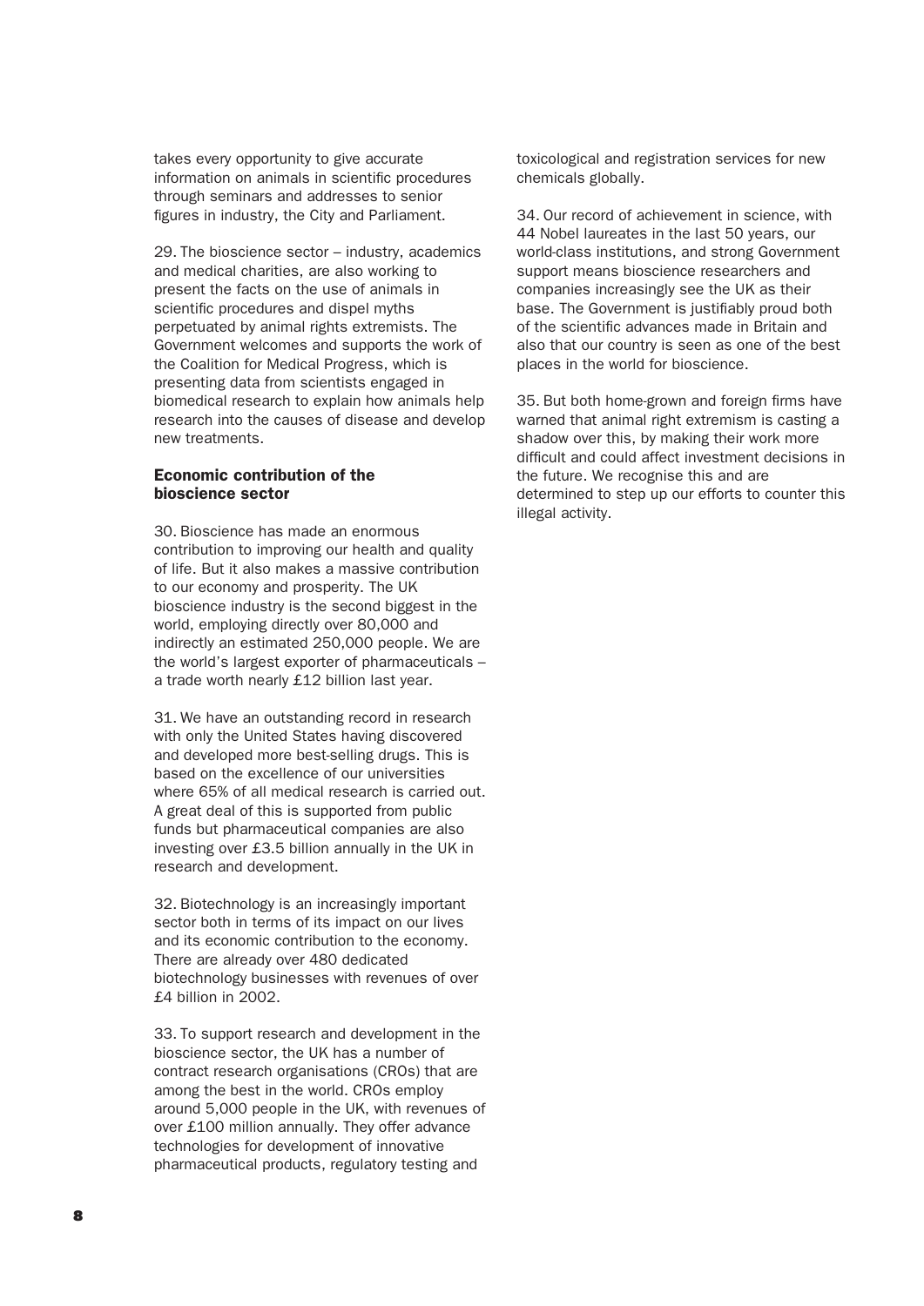takes every opportunity to give accurate information on animals in scientific procedures through seminars and addresses to senior figures in industry, the City and Parliament.

29. The bioscience sector – industry, academics and medical charities, are also working to present the facts on the use of animals in scientific procedures and dispel myths perpetuated by animal rights extremists. The Government welcomes and supports the work of the Coalition for Medical Progress, which is presenting data from scientists engaged in biomedical research to explain how animals help research into the causes of disease and develop new treatments.

### Economic contribution of the bioscience sector

30. Bioscience has made an enormous contribution to improving our health and quality of life. But it also makes a massive contribution to our economy and prosperity. The UK bioscience industry is the second biggest in the world, employing directly over 80,000 and indirectly an estimated 250,000 people. We are the world's largest exporter of pharmaceuticals – a trade worth nearly £12 billion last year.

31. We have an outstanding record in research with only the United States having discovered and developed more best-selling drugs. This is based on the excellence of our universities where 65% of all medical research is carried out. A great deal of this is supported from public funds but pharmaceutical companies are also investing over £3.5 billion annually in the UK in research and development.

32. Biotechnology is an increasingly important sector both in terms of its impact on our lives and its economic contribution to the economy. There are already over 480 dedicated biotechnology businesses with revenues of over £4 billion in 2002.

33. To support research and development in the bioscience sector, the UK has a number of contract research organisations (CROs) that are among the best in the world. CROs employ around 5,000 people in the UK, with revenues of over £100 million annually. They offer advance technologies for development of innovative pharmaceutical products, regulatory testing and toxicological and registration services for new chemicals globally.

34. Our record of achievement in science, with 44 Nobel laureates in the last 50 years, our world-class institutions, and strong Government support means bioscience researchers and companies increasingly see the UK as their base. The Government is justifiably proud both of the scientific advances made in Britain and also that our country is seen as one of the best places in the world for bioscience.

35. But both home-grown and foreign firms have warned that animal right extremism is casting a shadow over this, by making their work more difficult and could affect investment decisions in the future. We recognise this and are determined to step up our efforts to counter this illegal activity.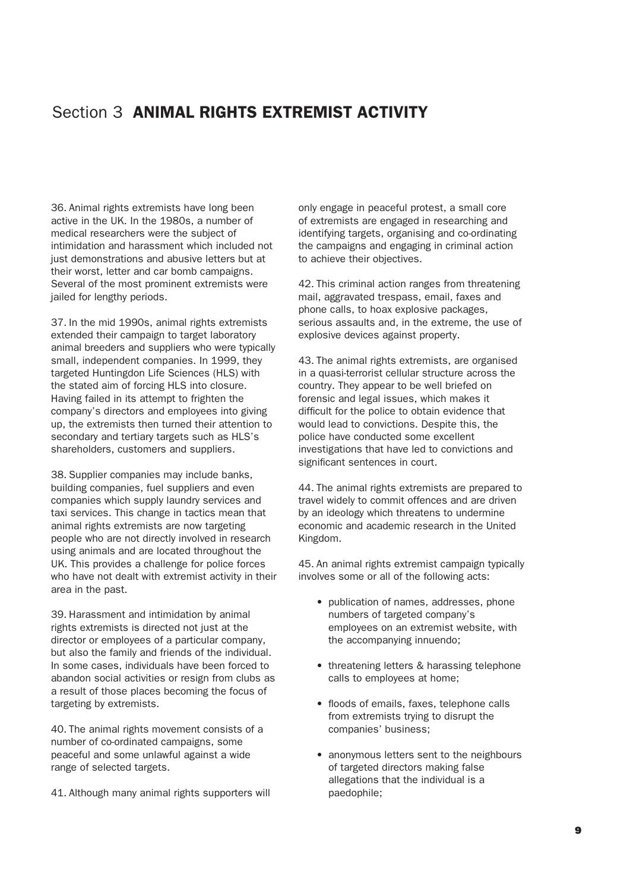# Section 3 ANIMAL RIGHTS EXTREMIST ACTIVITY

36. Animal rights extremists have long been active in the UK. In the 1980s, a number of medical researchers were the subject of intimidation and harassment which included not just demonstrations and abusive letters but at their worst, letter and car bomb campaigns. Several of the most prominent extremists were jailed for lengthy periods.

37. In the mid 1990s, animal rights extremists extended their campaign to target laboratory animal breeders and suppliers who were typically small, independent companies. In 1999, they targeted Huntingdon Life Sciences (HLS) with the stated aim of forcing HLS into closure. Having failed in its attempt to frighten the company's directors and employees into giving up, the extremists then turned their attention to secondary and tertiary targets such as HLS's shareholders, customers and suppliers.

38. Supplier companies may include banks, building companies, fuel suppliers and even companies which supply laundry services and taxi services. This change in tactics mean that animal rights extremists are now targeting people who are not directly involved in research using animals and are located throughout the UK. This provides a challenge for police forces who have not dealt with extremist activity in their area in the past.

39. Harassment and intimidation by animal rights extremists is directed not just at the director or employees of a particular company, but also the family and friends of the individual. In some cases, individuals have been forced to abandon social activities or resign from clubs as a result of those places becoming the focus of targeting by extremists.

40. The animal rights movement consists of a number of co-ordinated campaigns, some peaceful and some unlawful against a wide range of selected targets.

41. Although many animal rights supporters will only engage in peaceful protest, a small core of extremists are engaged in researching and identifying targets, organising and co-ordinating the campaigns and engaging in criminal action to achieve their objectives.

42. This criminal action ranges from threatening mail, aggravated trespass, email, faxes and phone calls, to hoax explosive packages, serious assaults and, in the extreme, the use of explosive devices against property.

43. The animal rights extremists, are organised in a quasi-terrorist cellular structure across the country. They appear to be well briefed on forensic and legal issues, which makes it difficult for the police to obtain evidence that would lead to convictions. Despite this, the police have conducted some excellent investigations that have led to convictions and significant sentences in court.

44. The animal rights extremists are prepared to travel widely to commit offences and are driven by an ideology which threatens to undermine economic and academic research in the United Kingdom.

45. An animal rights extremist campaign typically involves some or all of the following acts:

- publication of names, addresses, phone numbers of targeted company's employees on an extremist website, with the accompanying innuendo;
- threatening letters & harassing telephone calls to employees at home;
- floods of emails, faxes, telephone calls from extremists trying to disrupt the companies' business;
- anonymous letters sent to the neighbours of targeted directors making false allegations that the individual is a paedophile;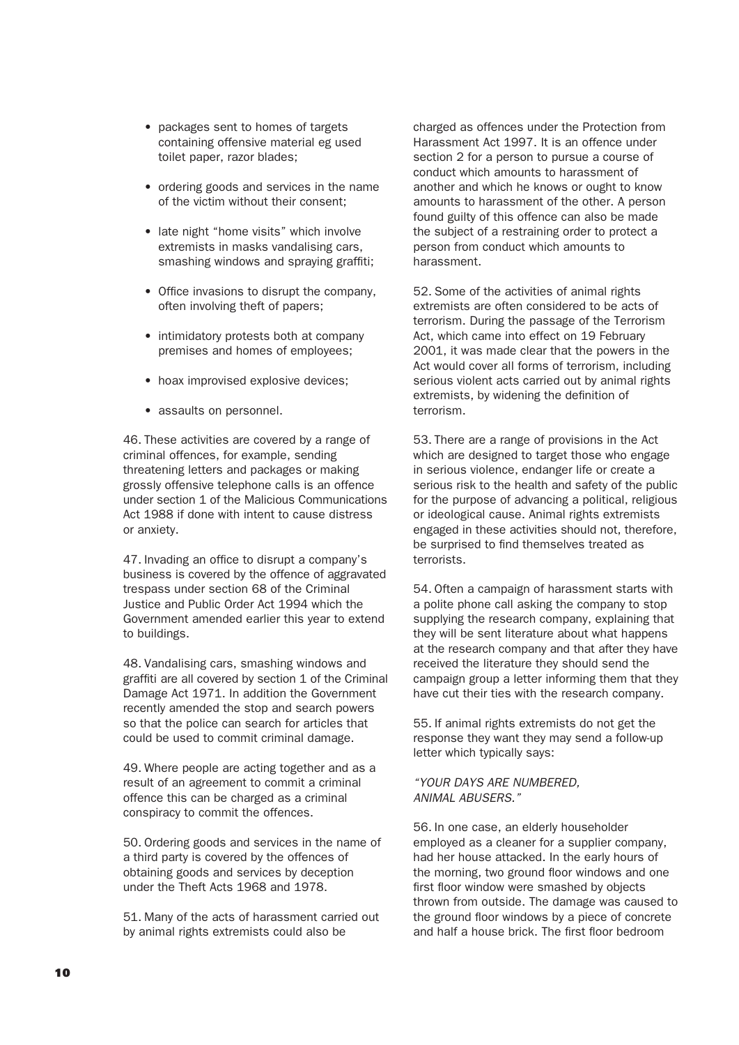- packages sent to homes of targets containing offensive material eg used toilet paper, razor blades;
- ordering goods and services in the name of the victim without their consent;
- late night "home visits" which involve extremists in masks vandalising cars, smashing windows and spraying graffiti;
- Office invasions to disrupt the company, often involving theft of papers;
- intimidatory protests both at company premises and homes of employees;
- hoax improvised explosive devices;
- assaults on personnel.

46. These activities are covered by a range of criminal offences, for example, sending threatening letters and packages or making grossly offensive telephone calls is an offence under section 1 of the Malicious Communications Act 1988 if done with intent to cause distress or anxiety.

47. Invading an office to disrupt a company's business is covered by the offence of aggravated trespass under section 68 of the Criminal Justice and Public Order Act 1994 which the Government amended earlier this year to extend to buildings.

48. Vandalising cars, smashing windows and graffiti are all covered by section 1 of the Criminal Damage Act 1971. In addition the Government recently amended the stop and search powers so that the police can search for articles that could be used to commit criminal damage.

49. Where people are acting together and as a result of an agreement to commit a criminal offence this can be charged as a criminal conspiracy to commit the offences.

50. Ordering goods and services in the name of a third party is covered by the offences of obtaining goods and services by deception under the Theft Acts 1968 and 1978.

51. Many of the acts of harassment carried out by animal rights extremists could also be charged as offences under the Protection from Harassment Act 1997. It is an offence under section 2 for a person to pursue a course of conduct which amounts to harassment of another and which he knows or ought to know amounts to harassment of the other. A person found guilty of this offence can also be made the subject of a restraining order to protect a person from conduct which amounts to harassment.

52. Some of the activities of animal rights extremists are often considered to be acts of terrorism. During the passage of the Terrorism Act, which came into effect on 19 February 2001, it was made clear that the powers in the Act would cover all forms of terrorism, including serious violent acts carried out by animal rights extremists, by widening the definition of terrorism.

53. There are a range of provisions in the Act which are designed to target those who engage in serious violence, endanger life or create a serious risk to the health and safety of the public for the purpose of advancing a political, religious or ideological cause. Animal rights extremists engaged in these activities should not, therefore, be surprised to find themselves treated as terrorists.

54. Often a campaign of harassment starts with a polite phone call asking the company to stop supplying the research company, explaining that they will be sent literature about what happens at the research company and that after they have received the literature they should send the campaign group a letter informing them that they have cut their ties with the research company.

55. If animal rights extremists do not get the response they want they may send a follow-up letter which typically says:

*"YOUR DAYS ARE NUMBERED, ANIMAL ABUSERS."*

56. In one case, an elderly householder employed as a cleaner for a supplier company, had her house attacked. In the early hours of the morning, two ground floor windows and one first floor window were smashed by objects thrown from outside. The damage was caused to the ground floor windows by a piece of concrete and half a house brick. The first floor bedroom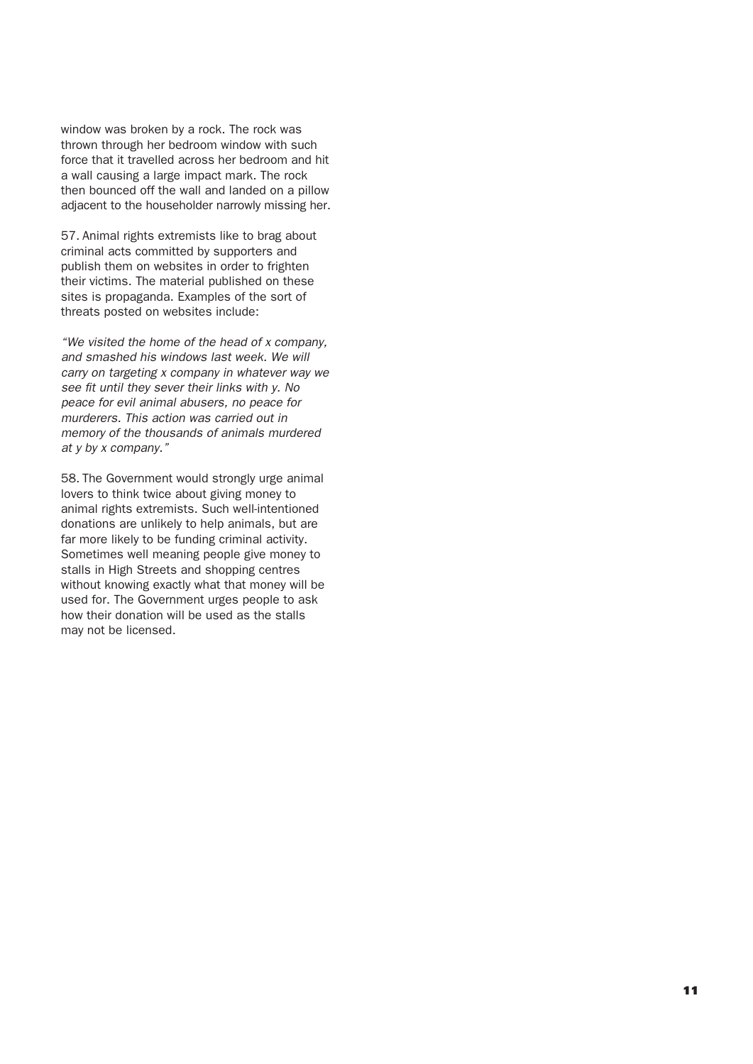window was broken by a rock. The rock was thrown through her bedroom window with such force that it travelled across her bedroom and hit a wall causing a large impact mark. The rock then bounced off the wall and landed on a pillow adjacent to the householder narrowly missing her.

57. Animal rights extremists like to brag about criminal acts committed by supporters and publish them on websites in order to frighten their victims. The material published on these sites is propaganda. Examples of the sort of threats posted on websites include:

*"We visited the home of the head of x company, and smashed his windows last week. We will carry on targeting x company in whatever way we see fit until they sever their links with y. No peace for evil animal abusers, no peace for murderers. This action was carried out in memory of the thousands of animals murdered at y by x company."*

58. The Government would strongly urge animal lovers to think twice about giving money to animal rights extremists. Such well-intentioned donations are unlikely to help animals, but are far more likely to be funding criminal activity. Sometimes well meaning people give money to stalls in High Streets and shopping centres without knowing exactly what that money will be used for. The Government urges people to ask how their donation will be used as the stalls may not be licensed.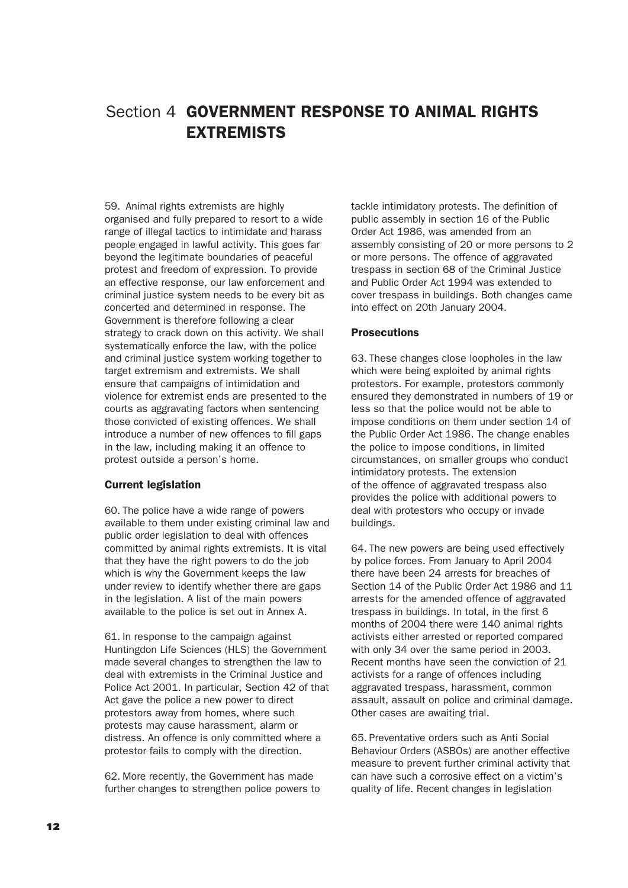# Section 4 GOVERNMENT RESPONSE TO ANIMAL RIGHTS EXTREMISTS

59. Animal rights extremists are highly organised and fully prepared to resort to a wide range of illegal tactics to intimidate and harass people engaged in lawful activity. This goes far beyond the legitimate boundaries of peaceful protest and freedom of expression. To provide an effective response, our law enforcement and criminal justice system needs to be every bit as concerted and determined in response. The Government is therefore following a clear strategy to crack down on this activity. We shall systematically enforce the law, with the police and criminal justice system working together to target extremism and extremists. We shall ensure that campaigns of intimidation and violence for extremist ends are presented to the courts as aggravating factors when sentencing those convicted of existing offences. We shall introduce a number of new offences to fill gaps in the law, including making it an offence to protest outside a person's home.

### Current legislation

60. The police have a wide range of powers available to them under existing criminal law and public order legislation to deal with offences committed by animal rights extremists. It is vital that they have the right powers to do the job which is why the Government keeps the law under review to identify whether there are gaps in the legislation. A list of the main powers available to the police is set out in Annex A.

61. In response to the campaign against Huntingdon Life Sciences (HLS) the Government made several changes to strengthen the law to deal with extremists in the Criminal Justice and Police Act 2001. In particular, Section 42 of that Act gave the police a new power to direct protestors away from homes, where such protests may cause harassment, alarm or distress. An offence is only committed where a protestor fails to comply with the direction.

62. More recently, the Government has made further changes to strengthen police powers to tackle intimidatory protests. The definition of public assembly in section 16 of the Public Order Act 1986, was amended from an assembly consisting of 20 or more persons to 2 or more persons. The offence of aggravated trespass in section 68 of the Criminal Justice and Public Order Act 1994 was extended to cover trespass in buildings. Both changes came into effect on 20th January 2004.

### Prosecutions

63. These changes close loopholes in the law which were being exploited by animal rights protestors. For example, protestors commonly ensured they demonstrated in numbers of 19 or less so that the police would not be able to impose conditions on them under section 14 of the Public Order Act 1986. The change enables the police to impose conditions, in limited circumstances, on smaller groups who conduct intimidatory protests. The extension of the offence of aggravated trespass also provides the police with additional powers to deal with protestors who occupy or invade buildings.

64. The new powers are being used effectively by police forces. From January to April 2004 there have been 24 arrests for breaches of Section 14 of the Public Order Act 1986 and 11 arrests for the amended offence of aggravated trespass in buildings. In total, in the first 6 months of 2004 there were 140 animal rights activists either arrested or reported compared with only 34 over the same period in 2003. Recent months have seen the conviction of 21 activists for a range of offences including aggravated trespass, harassment, common assault, assault on police and criminal damage. Other cases are awaiting trial.

65. Preventative orders such as Anti Social Behaviour Orders (ASBOs) are another effective measure to prevent further criminal activity that can have such a corrosive effect on a victim's quality of life. Recent changes in legislation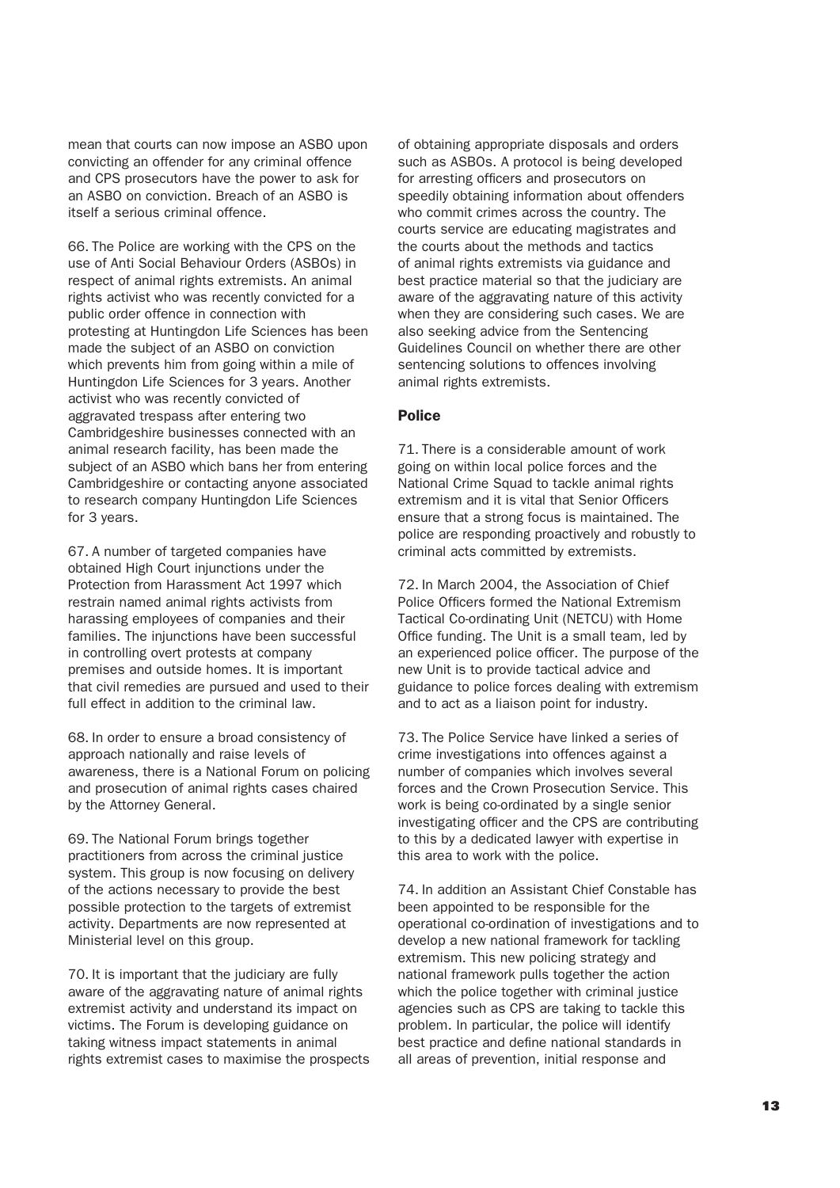mean that courts can now impose an ASBO upon convicting an offender for any criminal offence and CPS prosecutors have the power to ask for an ASBO on conviction. Breach of an ASBO is itself a serious criminal offence.

66. The Police are working with the CPS on the use of Anti Social Behaviour Orders (ASBOs) in respect of animal rights extremists. An animal rights activist who was recently convicted for a public order offence in connection with protesting at Huntingdon Life Sciences has been made the subject of an ASBO on conviction which prevents him from going within a mile of Huntingdon Life Sciences for 3 years. Another activist who was recently convicted of aggravated trespass after entering two Cambridgeshire businesses connected with an animal research facility, has been made the subject of an ASBO which bans her from entering Cambridgeshire or contacting anyone associated to research company Huntingdon Life Sciences for 3 years.

67. A number of targeted companies have obtained High Court injunctions under the Protection from Harassment Act 1997 which restrain named animal rights activists from harassing employees of companies and their families. The injunctions have been successful in controlling overt protests at company premises and outside homes. It is important that civil remedies are pursued and used to their full effect in addition to the criminal law.

68. In order to ensure a broad consistency of approach nationally and raise levels of awareness, there is a National Forum on policing and prosecution of animal rights cases chaired by the Attorney General.

69. The National Forum brings together practitioners from across the criminal justice system. This group is now focusing on delivery of the actions necessary to provide the best possible protection to the targets of extremist activity. Departments are now represented at Ministerial level on this group.

70. It is important that the judiciary are fully aware of the aggravating nature of animal rights extremist activity and understand its impact on victims. The Forum is developing guidance on taking witness impact statements in animal rights extremist cases to maximise the prospects of obtaining appropriate disposals and orders such as ASBOs. A protocol is being developed for arresting officers and prosecutors on speedily obtaining information about offenders who commit crimes across the country. The courts service are educating magistrates and the courts about the methods and tactics of animal rights extremists via guidance and best practice material so that the judiciary are aware of the aggravating nature of this activity when they are considering such cases. We are also seeking advice from the Sentencing Guidelines Council on whether there are other sentencing solutions to offences involving animal rights extremists.

### Police

71. There is a considerable amount of work going on within local police forces and the National Crime Squad to tackle animal rights extremism and it is vital that Senior Officers ensure that a strong focus is maintained. The police are responding proactively and robustly to criminal acts committed by extremists.

72. In March 2004, the Association of Chief Police Officers formed the National Extremism Tactical Co-ordinating Unit (NETCU) with Home Office funding. The Unit is a small team, led by an experienced police officer. The purpose of the new Unit is to provide tactical advice and guidance to police forces dealing with extremism and to act as a liaison point for industry.

73. The Police Service have linked a series of crime investigations into offences against a number of companies which involves several forces and the Crown Prosecution Service. This work is being co-ordinated by a single senior investigating officer and the CPS are contributing to this by a dedicated lawyer with expertise in this area to work with the police.

74. In addition an Assistant Chief Constable has been appointed to be responsible for the operational co-ordination of investigations and to develop a new national framework for tackling extremism. This new policing strategy and national framework pulls together the action which the police together with criminal justice agencies such as CPS are taking to tackle this problem. In particular, the police will identify best practice and define national standards in all areas of prevention, initial response and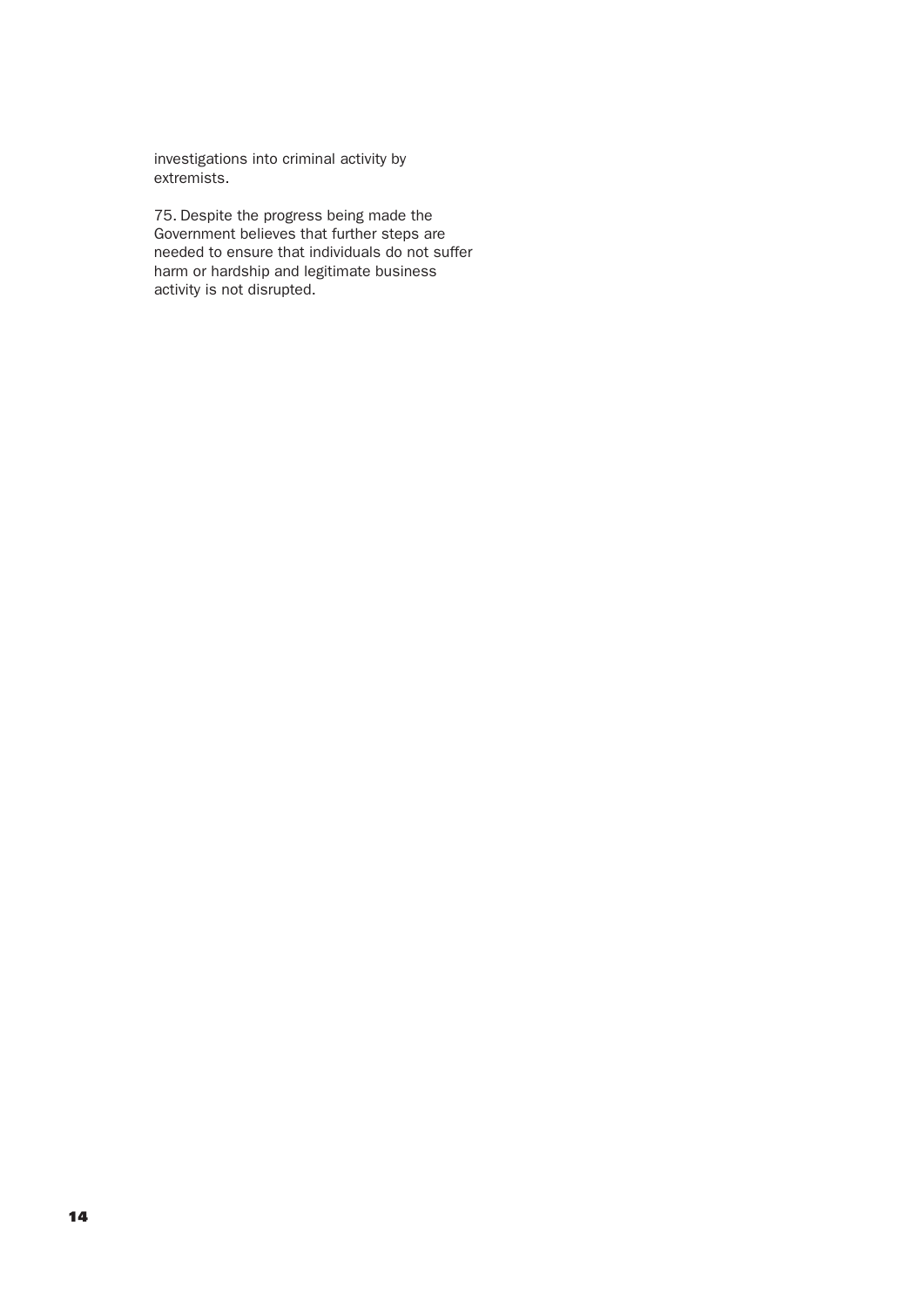investigations into criminal activity by extremists.

75. Despite the progress being made the Government believes that further steps are needed to ensure that individuals do not suffer harm or hardship and legitimate business activity is not disrupted.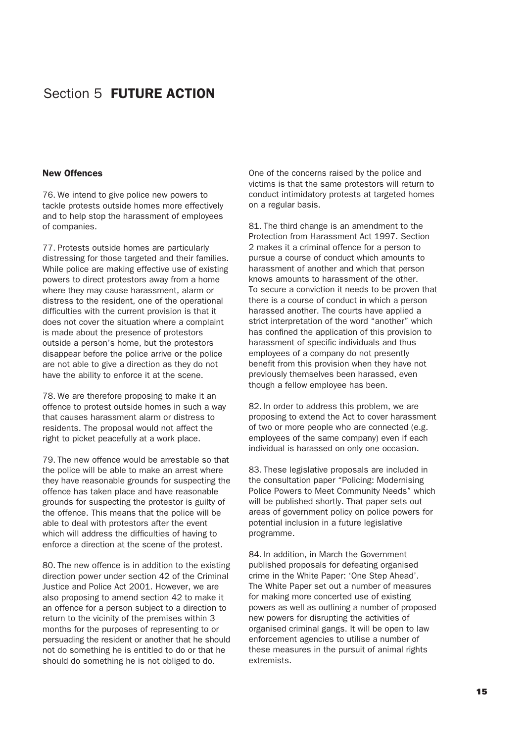# Section 5 **FUTURE ACTION**

### New Offences

76. We intend to give police new powers to tackle protests outside homes more effectively and to help stop the harassment of employees of companies.

77. Protests outside homes are particularly distressing for those targeted and their families. While police are making effective use of existing powers to direct protestors away from a home where they may cause harassment, alarm or distress to the resident, one of the operational difficulties with the current provision is that it does not cover the situation where a complaint is made about the presence of protestors outside a person's home, but the protestors disappear before the police arrive or the police are not able to give a direction as they do not have the ability to enforce it at the scene.

78. We are therefore proposing to make it an offence to protest outside homes in such a way that causes harassment alarm or distress to residents. The proposal would not affect the right to picket peacefully at a work place.

79. The new offence would be arrestable so that the police will be able to make an arrest where they have reasonable grounds for suspecting the offence has taken place and have reasonable grounds for suspecting the protestor is guilty of the offence. This means that the police will be able to deal with protestors after the event which will address the difficulties of having to enforce a direction at the scene of the protest.

80. The new offence is in addition to the existing direction power under section 42 of the Criminal Justice and Police Act 2001. However, we are also proposing to amend section 42 to make it an offence for a person subject to a direction to return to the vicinity of the premises within 3 months for the purposes of representing to or persuading the resident or another that he should not do something he is entitled to do or that he should do something he is not obliged to do. One of the concerns raised by the police and victims is that the same protestors will return to conduct intimidatory protests at targeted homes on a regular basis.

81. The third change is an amendment to the Protection from Harassment Act 1997. Section 2 makes it a criminal offence for a person to pursue a course of conduct which amounts to harassment of another and which that person knows amounts to harassment of the other. To secure a conviction it needs to be proven that there is a course of conduct in which a person harassed another. The courts have applied a strict interpretation of the word "another" which has confined the application of this provision to harassment of specific individuals and thus employees of a company do not presently benefit from this provision when they have not previously themselves been harassed, even though a fellow employee has been.

82. In order to address this problem, we are proposing to extend the Act to cover harassment of two or more people who are connected (e.g. employees of the same company) even if each individual is harassed on only one occasion.

83. These legislative proposals are included in the consultation paper "Policing: Modernising Police Powers to Meet Community Needs" which will be published shortly. That paper sets out areas of government policy on police powers for potential inclusion in a future legislative programme.

84. In addition, in March the Government published proposals for defeating organised crime in the White Paper: 'One Step Ahead'. The White Paper set out a number of measures for making more concerted use of existing powers as well as outlining a number of proposed new powers for disrupting the activities of organised criminal gangs. It will be open to law enforcement agencies to utilise a number of these measures in the pursuit of animal rights extremists.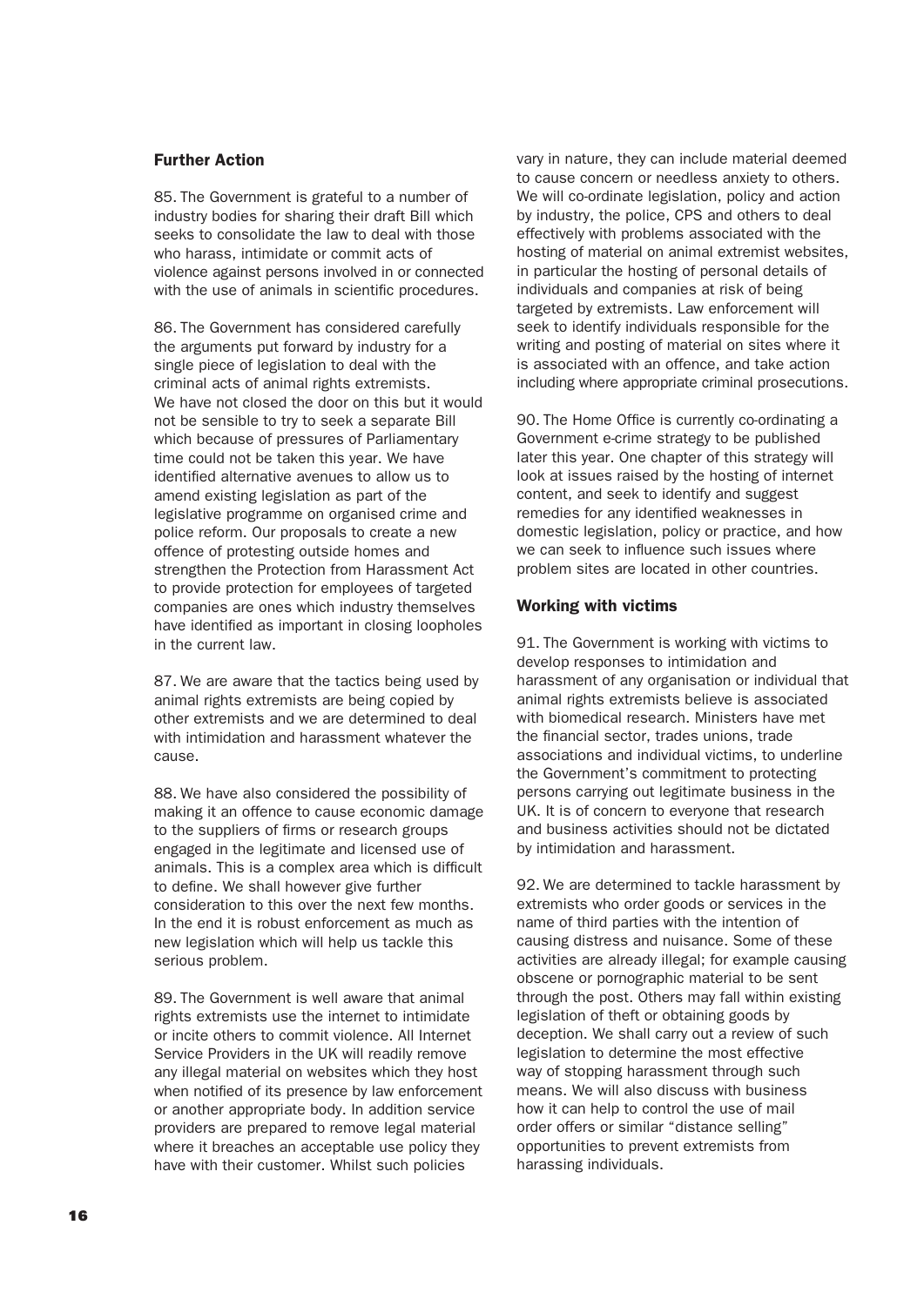### Further Action

85. The Government is grateful to a number of industry bodies for sharing their draft Bill which seeks to consolidate the law to deal with those who harass, intimidate or commit acts of violence against persons involved in or connected with the use of animals in scientific procedures.

86. The Government has considered carefully the arguments put forward by industry for a single piece of legislation to deal with the criminal acts of animal rights extremists. We have not closed the door on this but it would not be sensible to try to seek a separate Bill which because of pressures of Parliamentary time could not be taken this year. We have identified alternative avenues to allow us to amend existing legislation as part of the legislative programme on organised crime and police reform. Our proposals to create a new offence of protesting outside homes and strengthen the Protection from Harassment Act to provide protection for employees of targeted companies are ones which industry themselves have identified as important in closing loopholes in the current law.

87. We are aware that the tactics being used by animal rights extremists are being copied by other extremists and we are determined to deal with intimidation and harassment whatever the cause.

88. We have also considered the possibility of making it an offence to cause economic damage to the suppliers of firms or research groups engaged in the legitimate and licensed use of animals. This is a complex area which is difficult to define. We shall however give further consideration to this over the next few months. In the end it is robust enforcement as much as new legislation which will help us tackle this serious problem.

89. The Government is well aware that animal rights extremists use the internet to intimidate or incite others to commit violence. All Internet Service Providers in the UK will readily remove any illegal material on websites which they host when notified of its presence by law enforcement or another appropriate body. In addition service providers are prepared to remove legal material where it breaches an acceptable use policy they have with their customer. Whilst such policies vary in nature, they can include material deemed to cause concern or needless anxiety to others. We will co-ordinate legislation, policy and action by industry, the police, CPS and others to deal effectively with problems associated with the hosting of material on animal extremist websites, in particular the hosting of personal details of individuals and companies at risk of being targeted by extremists. Law enforcement will seek to identify individuals responsible for the writing and posting of material on sites where it is associated with an offence, and take action including where appropriate criminal prosecutions.

90. The Home Office is currently co-ordinating a Government e-crime strategy to be published later this year. One chapter of this strategy will look at issues raised by the hosting of internet content, and seek to identify and suggest remedies for any identified weaknesses in domestic legislation, policy or practice, and how we can seek to influence such issues where problem sites are located in other countries.

### Working with victims

91. The Government is working with victims to develop responses to intimidation and harassment of any organisation or individual that animal rights extremists believe is associated with biomedical research. Ministers have met the financial sector, trades unions, trade associations and individual victims, to underline the Government's commitment to protecting persons carrying out legitimate business in the UK. It is of concern to everyone that research and business activities should not be dictated by intimidation and harassment.

92. We are determined to tackle harassment by extremists who order goods or services in the name of third parties with the intention of causing distress and nuisance. Some of these activities are already illegal; for example causing obscene or pornographic material to be sent through the post. Others may fall within existing legislation of theft or obtaining goods by deception. We shall carry out a review of such legislation to determine the most effective way of stopping harassment through such means. We will also discuss with business how it can help to control the use of mail order offers or similar "distance selling" opportunities to prevent extremists from harassing individuals.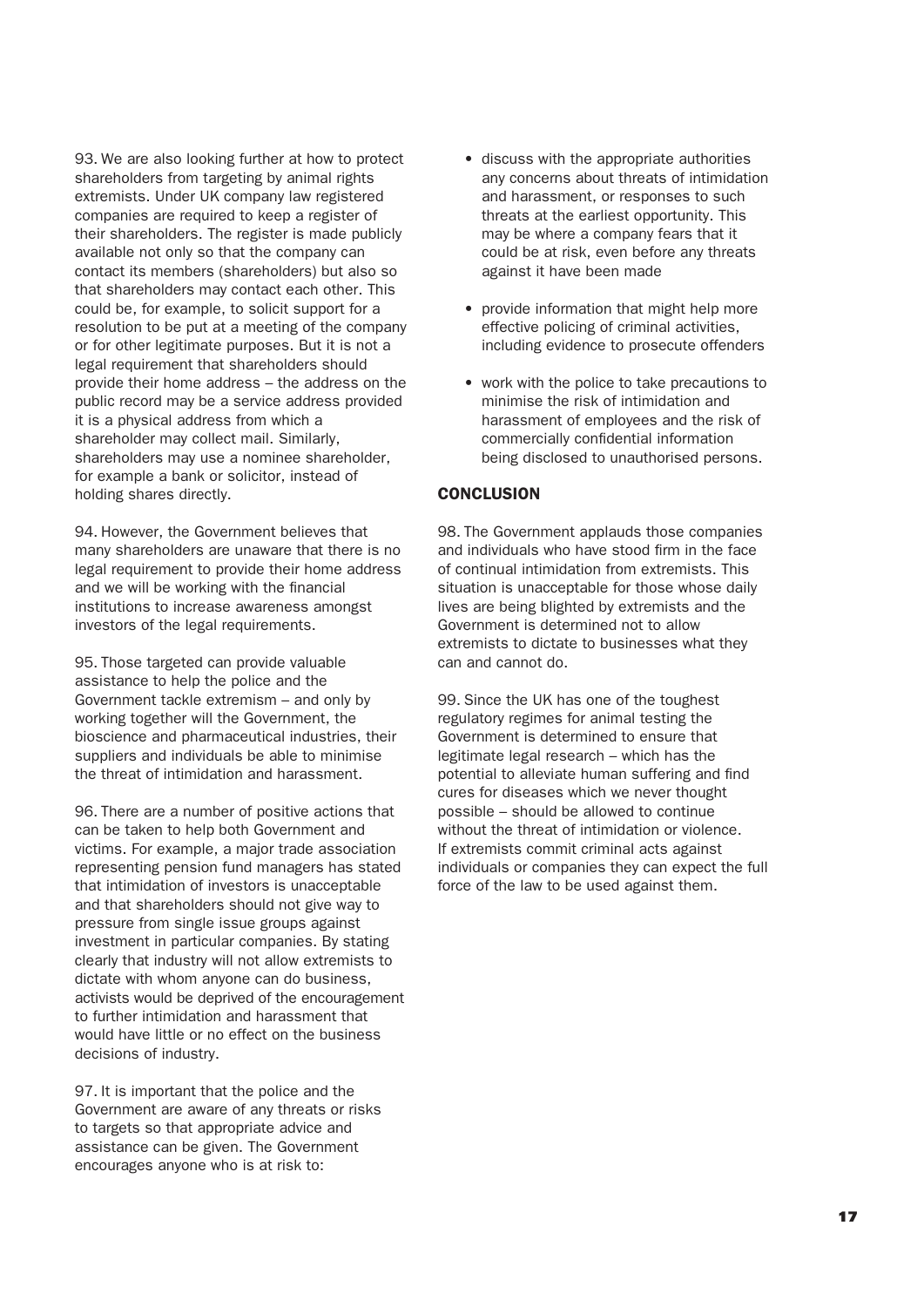93. We are also looking further at how to protect shareholders from targeting by animal rights extremists. Under UK company law registered companies are required to keep a register of their shareholders. The register is made publicly available not only so that the company can contact its members (shareholders) but also so that shareholders may contact each other. This could be, for example, to solicit support for a resolution to be put at a meeting of the company or for other legitimate purposes. But it is not a legal requirement that shareholders should provide their home address – the address on the public record may be a service address provided it is a physical address from which a shareholder may collect mail. Similarly, shareholders may use a nominee shareholder, for example a bank or solicitor, instead of holding shares directly.

94. However, the Government believes that many shareholders are unaware that there is no legal requirement to provide their home address and we will be working with the financial institutions to increase awareness amongst investors of the legal requirements.

95. Those targeted can provide valuable assistance to help the police and the Government tackle extremism – and only by working together will the Government, the bioscience and pharmaceutical industries, their suppliers and individuals be able to minimise the threat of intimidation and harassment.

96. There are a number of positive actions that can be taken to help both Government and victims. For example, a major trade association representing pension fund managers has stated that intimidation of investors is unacceptable and that shareholders should not give way to pressure from single issue groups against investment in particular companies. By stating clearly that industry will not allow extremists to dictate with whom anyone can do business, activists would be deprived of the encouragement to further intimidation and harassment that would have little or no effect on the business decisions of industry.

97. It is important that the police and the Government are aware of any threats or risks to targets so that appropriate advice and assistance can be given. The Government encourages anyone who is at risk to:

- discuss with the appropriate authorities any concerns about threats of intimidation and harassment, or responses to such threats at the earliest opportunity. This may be where a company fears that it could be at risk, even before any threats against it have been made
- provide information that might help more effective policing of criminal activities, including evidence to prosecute offenders
- work with the police to take precautions to minimise the risk of intimidation and harassment of employees and the risk of commercially confidential information being disclosed to unauthorised persons.

## CONCLUSION

98. The Government applauds those companies and individuals who have stood firm in the face of continual intimidation from extremists. This situation is unacceptable for those whose daily lives are being blighted by extremists and the Government is determined not to allow extremists to dictate to businesses what they can and cannot do.

99. Since the UK has one of the toughest regulatory regimes for animal testing the Government is determined to ensure that legitimate legal research – which has the potential to alleviate human suffering and find cures for diseases which we never thought possible – should be allowed to continue without the threat of intimidation or violence. If extremists commit criminal acts against individuals or companies they can expect the full force of the law to be used against them.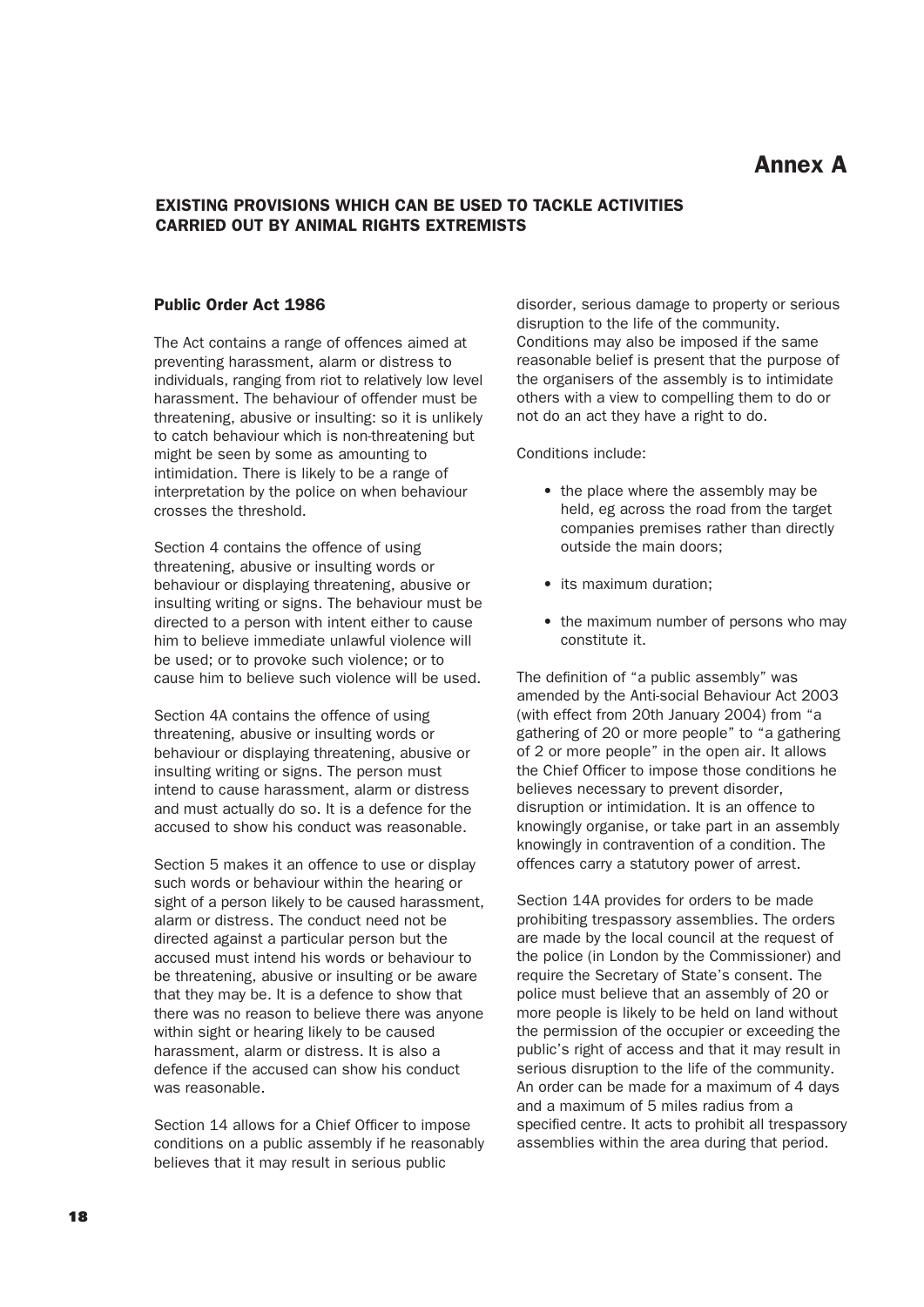# Annex A

## EXISTING PROVISIONS WHICH CAN BE USED TO TACKLE ACTIVITIES CARRIED OUT BY ANIMAL RIGHTS EXTREMISTS

### Public Order Act 1986

The Act contains a range of offences aimed at preventing harassment, alarm or distress to individuals, ranging from riot to relatively low level harassment. The behaviour of offender must be threatening, abusive or insulting: so it is unlikely to catch behaviour which is non-threatening but might be seen by some as amounting to intimidation. There is likely to be a range of interpretation by the police on when behaviour crosses the threshold.

Section 4 contains the offence of using threatening, abusive or insulting words or behaviour or displaying threatening, abusive or insulting writing or signs. The behaviour must be directed to a person with intent either to cause him to believe immediate unlawful violence will be used; or to provoke such violence; or to cause him to believe such violence will be used.

Section 4A contains the offence of using threatening, abusive or insulting words or behaviour or displaying threatening, abusive or insulting writing or signs. The person must intend to cause harassment, alarm or distress and must actually do so. It is a defence for the accused to show his conduct was reasonable.

Section 5 makes it an offence to use or display such words or behaviour within the hearing or sight of a person likely to be caused harassment, alarm or distress. The conduct need not be directed against a particular person but the accused must intend his words or behaviour to be threatening, abusive or insulting or be aware that they may be. It is a defence to show that there was no reason to believe there was anyone within sight or hearing likely to be caused harassment, alarm or distress. It is also a defence if the accused can show his conduct was reasonable.

Section 14 allows for a Chief Officer to impose conditions on a public assembly if he reasonably believes that it may result in serious public disorder, serious damage to property or serious disruption to the life of the community. Conditions may also be imposed if the same reasonable belief is present that the purpose of the organisers of the assembly is to intimidate others with a view to compelling them to do or not do an act they have a right to do.

Conditions include:

- the place where the assembly may be held, eg across the road from the target companies premises rather than directly outside the main doors;
- its maximum duration;
- the maximum number of persons who may constitute it.

The definition of "a public assembly" was amended by the Anti-social Behaviour Act 2003 (with effect from 20th January 2004) from "a gathering of 20 or more people" to "a gathering of 2 or more people" in the open air. It allows the Chief Officer to impose those conditions he believes necessary to prevent disorder, disruption or intimidation. It is an offence to knowingly organise, or take part in an assembly knowingly in contravention of a condition. The offences carry a statutory power of arrest.

Section 14A provides for orders to be made prohibiting trespassory assemblies. The orders are made by the local council at the request of the police (in London by the Commissioner) and require the Secretary of State's consent. The police must believe that an assembly of 20 or more people is likely to be held on land without the permission of the occupier or exceeding the public's right of access and that it may result in serious disruption to the life of the community. An order can be made for a maximum of 4 days and a maximum of 5 miles radius from a specified centre. It acts to prohibit all trespassory assemblies within the area during that period.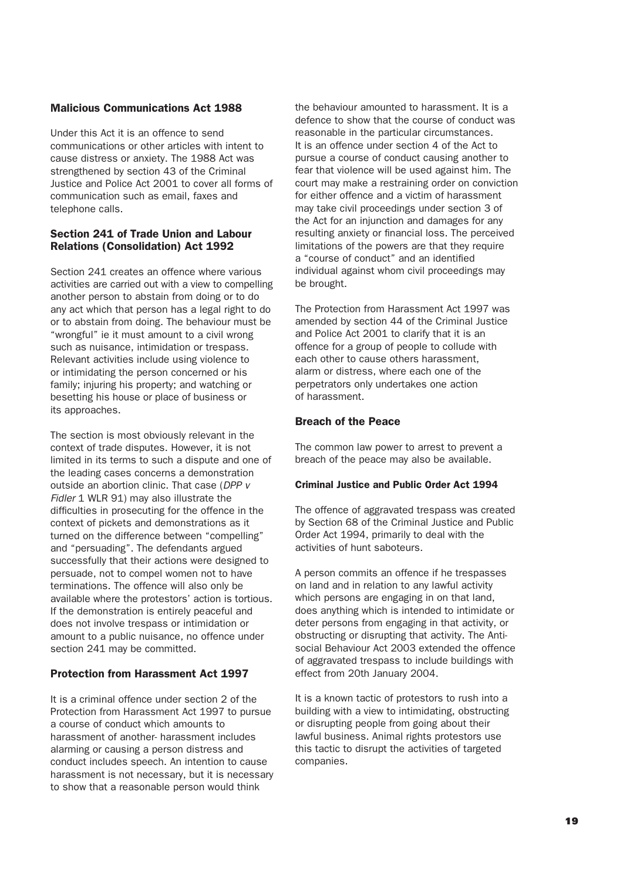## Malicious Communications Act 1988

Under this Act it is an offence to send communications or other articles with intent to cause distress or anxiety. The 1988 Act was strengthened by section 43 of the Criminal Justice and Police Act 2001 to cover all forms of communication such as email, faxes and telephone calls.

## Section 241 of Trade Union and Labour Relations (Consolidation) Act 1992

Section 241 creates an offence where various activities are carried out with a view to compelling another person to abstain from doing or to do any act which that person has a legal right to do or to abstain from doing. The behaviour must be "wrongful" ie it must amount to a civil wrong such as nuisance, intimidation or trespass. Relevant activities include using violence to or intimidating the person concerned or his family; injuring his property; and watching or besetting his house or place of business or its approaches.

The section is most obviously relevant in the context of trade disputes. However, it is not limited in its terms to such a dispute and one of the leading cases concerns a demonstration outside an abortion clinic. That case (*DPP v Fidler* 1 WLR 91) may also illustrate the difficulties in prosecuting for the offence in the context of pickets and demonstrations as it turned on the difference between "compelling" and "persuading". The defendants argued successfully that their actions were designed to persuade, not to compel women not to have terminations. The offence will also only be available where the protestors' action is tortious. If the demonstration is entirely peaceful and does not involve trespass or intimidation or amount to a public nuisance, no offence under section 241 may be committed.

## Protection from Harassment Act 1997

It is a criminal offence under section 2 of the Protection from Harassment Act 1997 to pursue a course of conduct which amounts to harassment of another- harassment includes alarming or causing a person distress and conduct includes speech. An intention to cause harassment is not necessary, but it is necessary to show that a reasonable person would think the behaviour amounted to harassment. It is a defence to show that the course of conduct was reasonable in the particular circumstances. It is an offence under section 4 of the Act to pursue a course of conduct causing another to fear that violence will be used against him. The court may make a restraining order on conviction for either offence and a victim of harassment may take civil proceedings under section 3 of the Act for an injunction and damages for any resulting anxiety or financial loss. The perceived limitations of the powers are that they require a "course of conduct" and an identified individual against whom civil proceedings may be brought.

The Protection from Harassment Act 1997 was amended by section 44 of the Criminal Justice and Police Act 2001 to clarify that it is an offence for a group of people to collude with each other to cause others harassment, alarm or distress, where each one of the perpetrators only undertakes one action of harassment.

## Breach of the Peace

The common law power to arrest to prevent a breach of the peace may also be available.

### Criminal Justice and Public Order Act 1994

The offence of aggravated trespass was created by Section 68 of the Criminal Justice and Public Order Act 1994, primarily to deal with the activities of hunt saboteurs.

A person commits an offence if he trespasses on land and in relation to any lawful activity which persons are engaging in on that land, does anything which is intended to intimidate or deter persons from engaging in that activity, or obstructing or disrupting that activity. The Anti-social Behaviour Act 2003 extended the offence of aggravated trespass to include buildings with effect from 20th January 2004.

It is a known tactic of protestors to rush into a building with a view to intimidating, obstructing or disrupting people from going about their lawful business. Animal rights protestors use this tactic to disrupt the activities of targeted companies.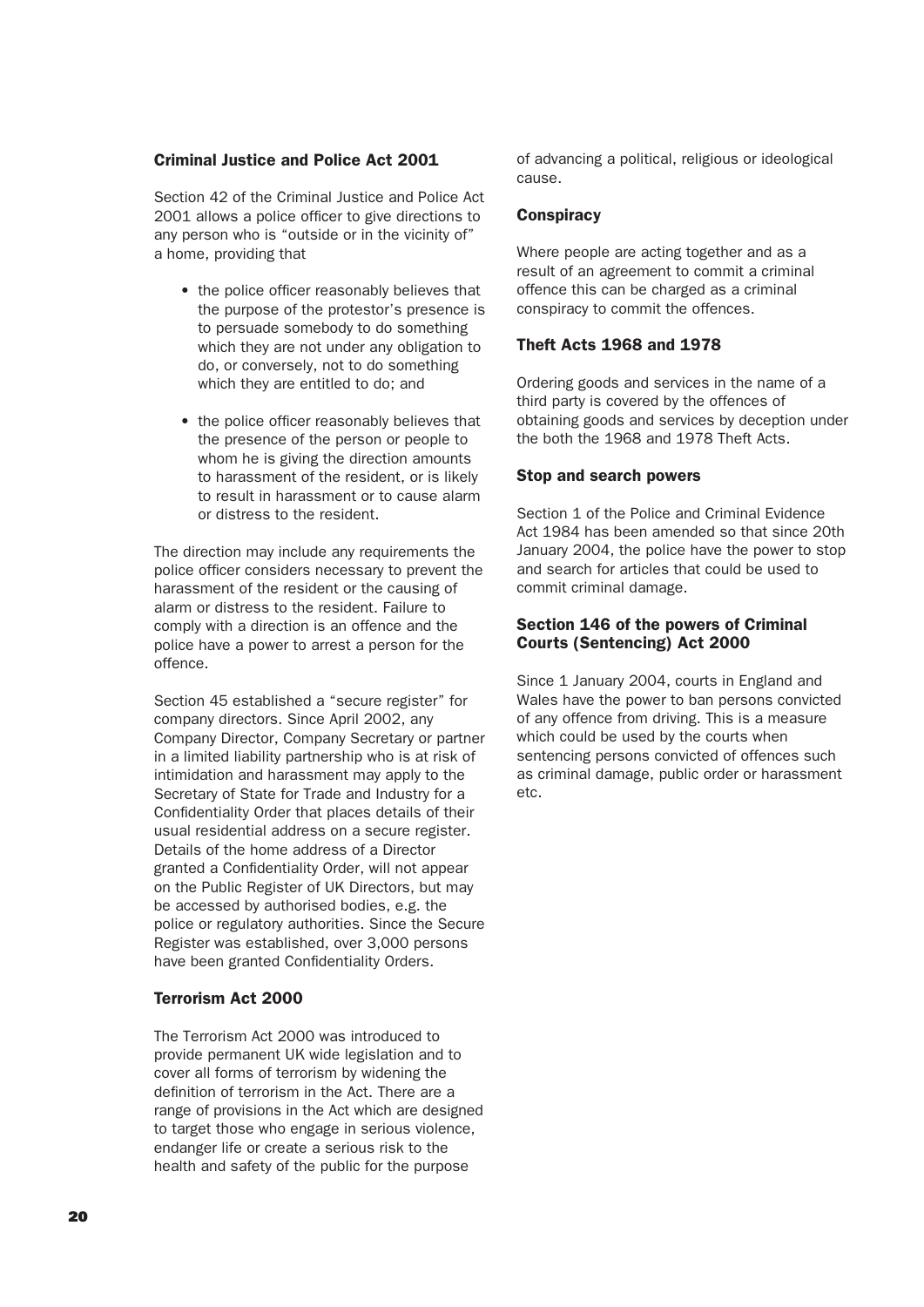### Criminal Justice and Police Act 2001

Section 42 of the Criminal Justice and Police Act 2001 allows a police officer to give directions to any person who is "outside or in the vicinity of" a home, providing that

- the police officer reasonably believes that the purpose of the protestor's presence is to persuade somebody to do something which they are not under any obligation to do, or conversely, not to do something which they are entitled to do; and
- the police officer reasonably believes that the presence of the person or people to whom he is giving the direction amounts to harassment of the resident, or is likely to result in harassment or to cause alarm or distress to the resident.

The direction may include any requirements the police officer considers necessary to prevent the harassment of the resident or the causing of alarm or distress to the resident. Failure to comply with a direction is an offence and the police have a power to arrest a person for the offence.

Section 45 established a "secure register" for company directors. Since April 2002, any Company Director, Company Secretary or partner in a limited liability partnership who is at risk of intimidation and harassment may apply to the Secretary of State for Trade and Industry for a Confidentiality Order that places details of their usual residential address on a secure register. Details of the home address of a Director granted a Confidentiality Order, will not appear on the Public Register of UK Directors, but may be accessed by authorised bodies, e.g. the police or regulatory authorities. Since the Secure Register was established, over 3,000 persons have been granted Confidentiality Orders.

### Terrorism Act 2000

The Terrorism Act 2000 was introduced to provide permanent UK wide legislation and to cover all forms of terrorism by widening the definition of terrorism in the Act. There are a range of provisions in the Act which are designed to target those who engage in serious violence, endanger life or create a serious risk to the health and safety of the public for the purpose of advancing a political, religious or ideological cause.

### Conspiracy

Where people are acting together and as a result of an agreement to commit a criminal offence this can be charged as a criminal conspiracy to commit the offences.

### Theft Acts 1968 and 1978

Ordering goods and services in the name of a third party is covered by the offences of obtaining goods and services by deception under the both the 1968 and 1978 Theft Acts.

### Stop and search powers

Section 1 of the Police and Criminal Evidence Act 1984 has been amended so that since 20th January 2004, the police have the power to stop and search for articles that could be used to commit criminal damage.

### Section 146 of the powers of Criminal Courts (Sentencing) Act 2000

Since 1 January 2004, courts in England and Wales have the power to ban persons convicted of any offence from driving. This is a measure which could be used by the courts when sentencing persons convicted of offences such as criminal damage, public order or harassment etc.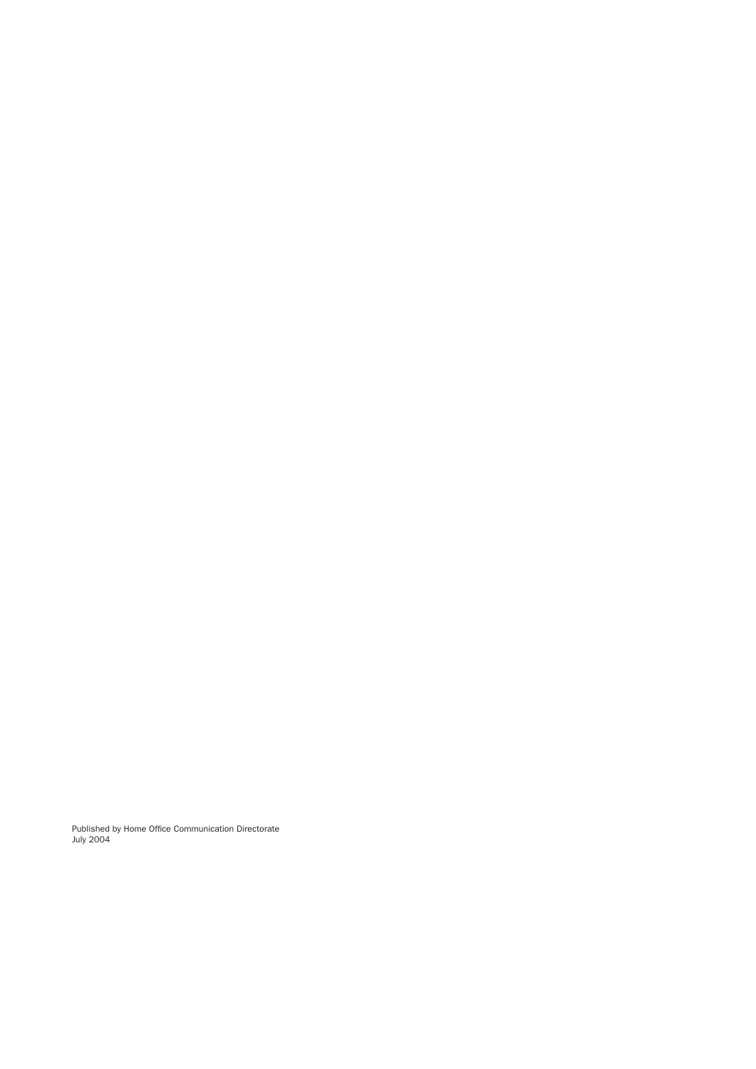Published by Home Office Communication Directorate
July 2004